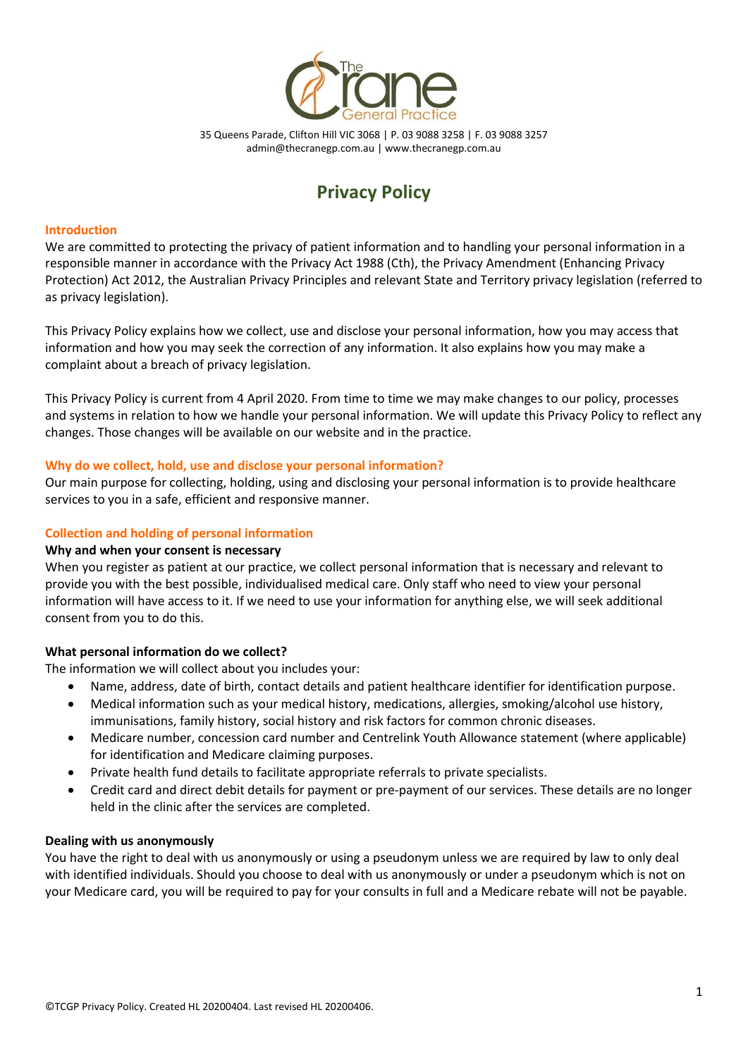The Crane General Practice

35 Queens Parade, Clifton Hill VIC 3068 | P. 03 9088 3258 | F. 03 9088 3257
admin@thecranegp.com.au | www.thecranegp.com.au

# Privacy Policy

## Introduction

We are committed to protecting the privacy of patient information and to handling your personal information in a responsible manner in accordance with the Privacy Act 1988 (Cth), the Privacy Amendment (Enhancing Privacy Protection) Act 2012, the Australian Privacy Principles and relevant State and Territory privacy legislation (referred to as privacy legislation).

This Privacy Policy explains how we collect, use and disclose your personal information, how you may access that information and how you may seek the correction of any information. It also explains how you may make a complaint about a breach of privacy legislation.

This Privacy Policy is current from 4 April 2020. From time to time we may make changes to our policy, processes and systems in relation to how we handle your personal information. We will update this Privacy Policy to reflect any changes. Those changes will be available on our website and in the practice.

## Why do we collect, hold, use and disclose your personal information?

Our main purpose for collecting, holding, using and disclosing your personal information is to provide healthcare services to you in a safe, efficient and responsive manner.

## Collection and holding of personal information

### Why and when your consent is necessary

When you register as patient at our practice, we collect personal information that is necessary and relevant to provide you with the best possible, individualised medical care. Only staff who need to view your personal information will have access to it. If we need to use your information for anything else, we will seek additional consent from you to do this.

### What personal information do we collect?

The information we will collect about you includes your:

- Name, address, date of birth, contact details and patient healthcare identifier for identification purpose.
- Medical information such as your medical history, medications, allergies, smoking/alcohol use history, immunisations, family history, social history and risk factors for common chronic diseases.
- Medicare number, concession card number and Centrelink Youth Allowance statement (where applicable) for identification and Medicare claiming purposes.
- Private health fund details to facilitate appropriate referrals to private specialists.
- Credit card and direct debit details for payment or pre-payment of our services. These details are no longer held in the clinic after the services are completed.

### Dealing with us anonymously

You have the right to deal with us anonymously or using a pseudonym unless we are required by law to only deal with identified individuals. Should you choose to deal with us anonymously or under a pseudonym which is not on your Medicare card, you will be required to pay for your consults in full and a Medicare rebate will not be payable.

©TCGP Privacy Policy. Created HL 20200404. Last revised HL 20200406.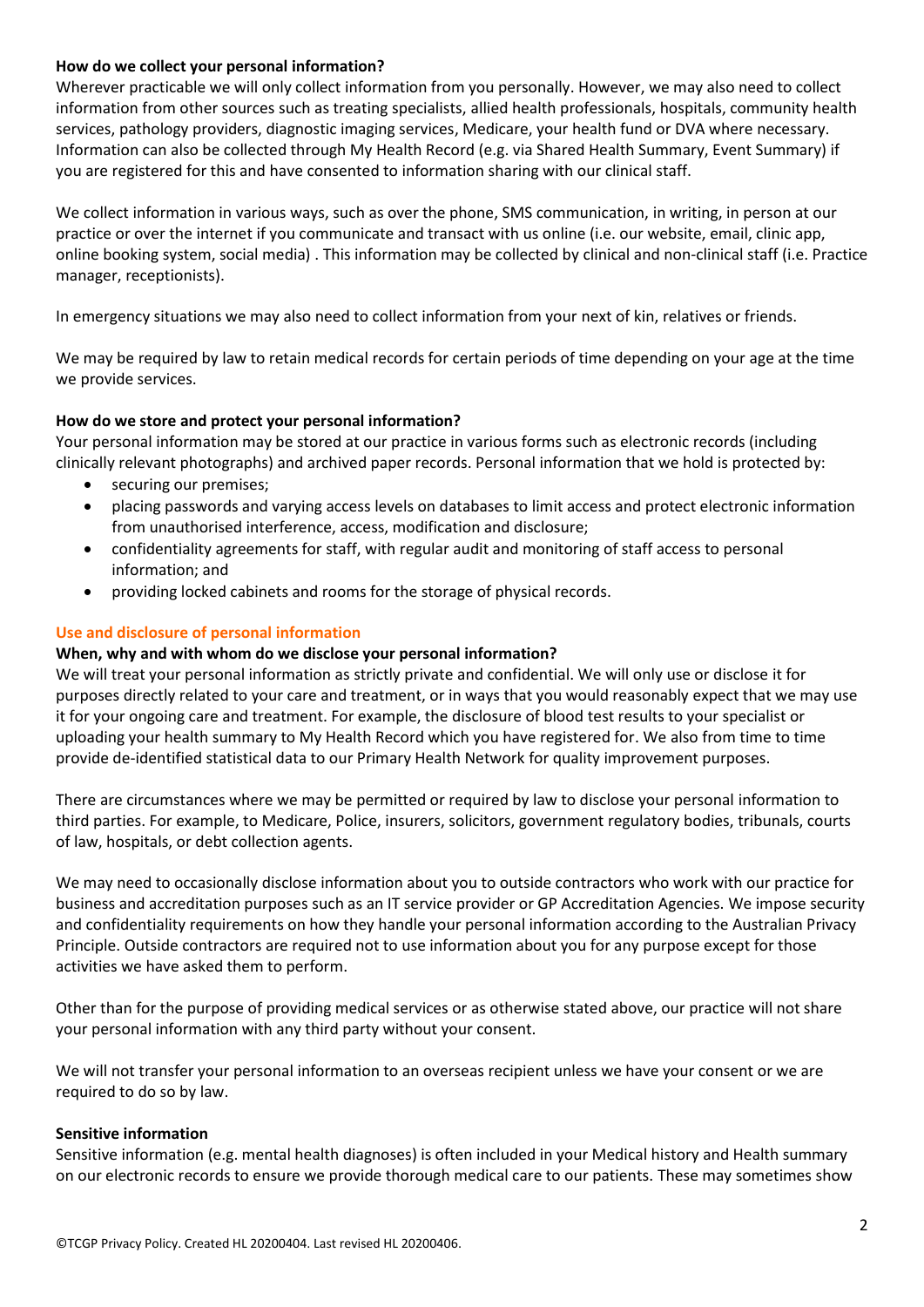**How do we collect your personal information?**
Wherever practicable we will only collect information from you personally. However, we may also need to collect information from other sources such as treating specialists, allied health professionals, hospitals, community health services, pathology providers, diagnostic imaging services, Medicare, your health fund or DVA where necessary. Information can also be collected through My Health Record (e.g. via Shared Health Summary, Event Summary) if you are registered for this and have consented to information sharing with our clinical staff.

We collect information in various ways, such as over the phone, SMS communication, in writing, in person at our practice or over the internet if you communicate and transact with us online (i.e. our website, email, clinic app, online booking system, social media) . This information may be collected by clinical and non-clinical staff (i.e. Practice manager, receptionists).

In emergency situations we may also need to collect information from your next of kin, relatives or friends.

We may be required by law to retain medical records for certain periods of time depending on your age at the time we provide services.

**How do we store and protect your personal information?**
Your personal information may be stored at our practice in various forms such as electronic records (including clinically relevant photographs) and archived paper records. Personal information that we hold is protected by:

- securing our premises;
- placing passwords and varying access levels on databases to limit access and protect electronic information from unauthorised interference, access, modification and disclosure;
- confidentiality agreements for staff, with regular audit and monitoring of staff access to personal information; and
- providing locked cabinets and rooms for the storage of physical records.

## Use and disclosure of personal information

**When, why and with whom do we disclose your personal information?**
We will treat your personal information as strictly private and confidential. We will only use or disclose it for purposes directly related to your care and treatment, or in ways that you would reasonably expect that we may use it for your ongoing care and treatment. For example, the disclosure of blood test results to your specialist or uploading your health summary to My Health Record which you have registered for. We also from time to time provide de-identified statistical data to our Primary Health Network for quality improvement purposes.

There are circumstances where we may be permitted or required by law to disclose your personal information to third parties. For example, to Medicare, Police, insurers, solicitors, government regulatory bodies, tribunals, courts of law, hospitals, or debt collection agents.

We may need to occasionally disclose information about you to outside contractors who work with our practice for business and accreditation purposes such as an IT service provider or GP Accreditation Agencies. We impose security and confidentiality requirements on how they handle your personal information according to the Australian Privacy Principle. Outside contractors are required not to use information about you for any purpose except for those activities we have asked them to perform.

Other than for the purpose of providing medical services or as otherwise stated above, our practice will not share your personal information with any third party without your consent.

We will not transfer your personal information to an overseas recipient unless we have your consent or we are required to do so by law.

**Sensitive information**
Sensitive information (e.g. mental health diagnoses) is often included in your Medical history and Health summary on our electronic records to ensure we provide thorough medical care to our patients. These may sometimes show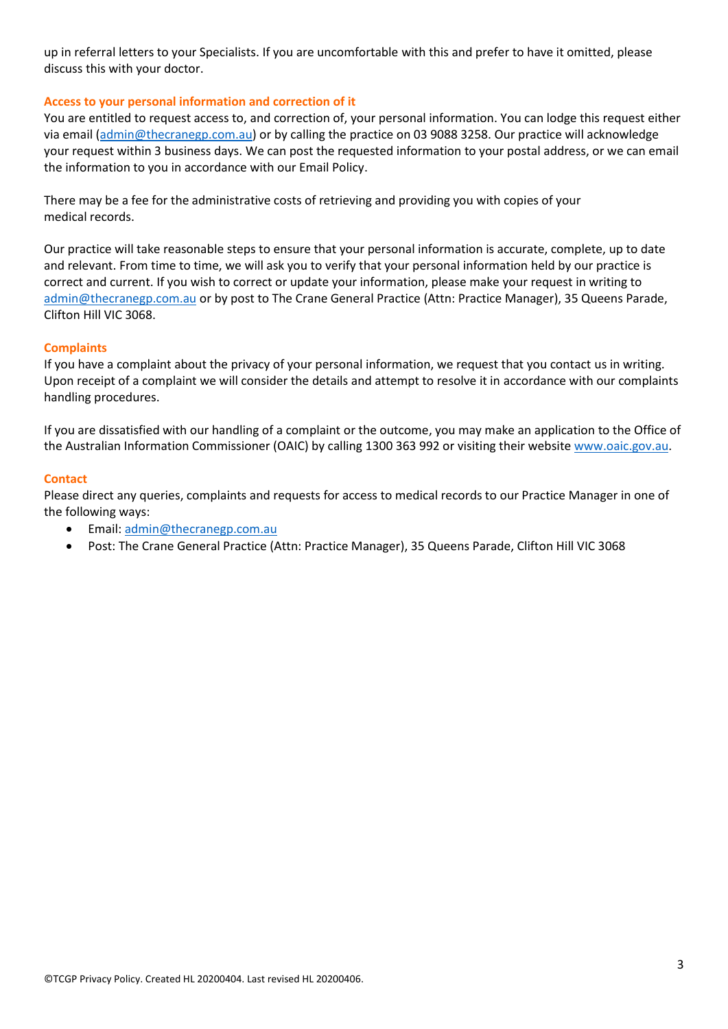up in referral letters to your Specialists. If you are uncomfortable with this and prefer to have it omitted, please discuss this with your doctor.

## Access to your personal information and correction of it

You are entitled to request access to, and correction of, your personal information. You can lodge this request either via email (admin@thecranegp.com.au) or by calling the practice on 03 9088 3258. Our practice will acknowledge your request within 3 business days. We can post the requested information to your postal address, or we can email the information to you in accordance with our Email Policy.

There may be a fee for the administrative costs of retrieving and providing you with copies of your medical records.

Our practice will take reasonable steps to ensure that your personal information is accurate, complete, up to date and relevant. From time to time, we will ask you to verify that your personal information held by our practice is correct and current. If you wish to correct or update your information, please make your request in writing to admin@thecranegp.com.au or by post to The Crane General Practice (Attn: Practice Manager), 35 Queens Parade, Clifton Hill VIC 3068.

## Complaints

If you have a complaint about the privacy of your personal information, we request that you contact us in writing. Upon receipt of a complaint we will consider the details and attempt to resolve it in accordance with our complaints handling procedures.

If you are dissatisfied with our handling of a complaint or the outcome, you may make an application to the Office of the Australian Information Commissioner (OAIC) by calling 1300 363 992 or visiting their website www.oaic.gov.au.

## Contact

Please direct any queries, complaints and requests for access to medical records to our Practice Manager in one of the following ways:

- Email: admin@thecranegp.com.au
- Post: The Crane General Practice (Attn: Practice Manager), 35 Queens Parade, Clifton Hill VIC 3068

©TCGP Privacy Policy. Created HL 20200404. Last revised HL 20200406.